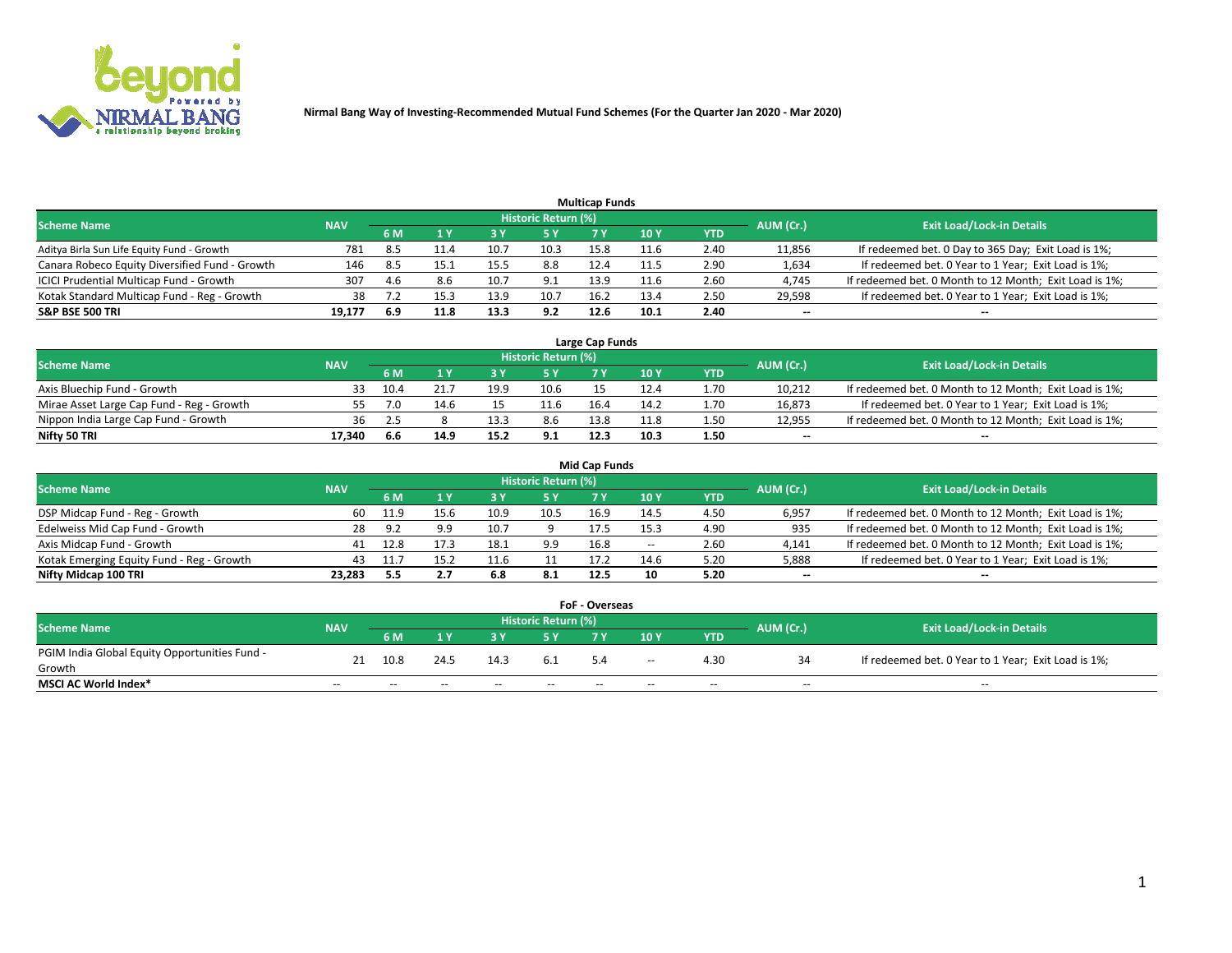**Nirmal Bang Way of Investing-Recommended Mutual Fund Schemes (For the Quarter Jan 2020 - Mar 2020)**

### Multicap Funds

| Scheme Name | NAV | Historic Return (%) | | | | | | | AUM (Cr.) | Exit Load/Lock-in Details |
|---|---|---|---|---|---|---|---|---|---|---|
| | | 6 M | 1 Y | 3 Y | 5 Y | 7 Y | 10 Y | YTD | | |
| Aditya Birla Sun Life Equity Fund - Growth | 781 | 8.5 | 11.4 | 10.7 | 10.3 | 15.8 | 11.6 | 2.40 | 11,856 | If redeemed bet. 0 Day to 365 Day; Exit Load is 1%; |
| Canara Robeco Equity Diversified Fund - Growth | 146 | 8.5 | 15.1 | 15.5 | 8.8 | 12.4 | 11.5 | 2.90 | 1,634 | If redeemed bet. 0 Year to 1 Year; Exit Load is 1%; |
| ICICI Prudential Multicap Fund - Growth | 307 | 4.6 | 8.6 | 10.7 | 9.1 | 13.9 | 11.6 | 2.60 | 4,745 | If redeemed bet. 0 Month to 12 Month; Exit Load is 1%; |
| Kotak Standard Multicap Fund - Reg - Growth | 38 | 7.2 | 15.3 | 13.9 | 10.7 | 16.2 | 13.4 | 2.50 | 29,598 | If redeemed bet. 0 Year to 1 Year; Exit Load is 1%; |
| **S&P BSE 500 TRI** | **19,177** | **6.9** | **11.8** | **13.3** | **9.2** | **12.6** | **10.1** | **2.40** | **--** | **--** |

### Large Cap Funds

| Scheme Name | NAV | Historic Return (%) | | | | | | | AUM (Cr.) | Exit Load/Lock-in Details |
|---|---|---|---|---|---|---|---|---|---|---|
| | | 6 M | 1 Y | 3 Y | 5 Y | 7 Y | 10 Y | YTD | | |
| Axis Bluechip Fund - Growth | 33 | 10.4 | 21.7 | 19.9 | 10.6 | 15 | 12.4 | 1.70 | 10,212 | If redeemed bet. 0 Month to 12 Month; Exit Load is 1%; |
| Mirae Asset Large Cap Fund - Reg - Growth | 55 | 7.0 | 14.6 | 15 | 11.6 | 16.4 | 14.2 | 1.70 | 16,873 | If redeemed bet. 0 Year to 1 Year; Exit Load is 1%; |
| Nippon India Large Cap Fund - Growth | 36 | 2.5 | 8 | 13.3 | 8.6 | 13.8 | 11.8 | 1.50 | 12,955 | If redeemed bet. 0 Month to 12 Month; Exit Load is 1%; |
| **Nifty 50 TRI** | **17,340** | **6.6** | **14.9** | **15.2** | **9.1** | **12.3** | **10.3** | **1.50** | **--** | **--** |

### Mid Cap Funds

| Scheme Name | NAV | Historic Return (%) | | | | | | | AUM (Cr.) | Exit Load/Lock-in Details |
|---|---|---|---|---|---|---|---|---|---|---|
| | | 6 M | 1 Y | 3 Y | 5 Y | 7 Y | 10 Y | YTD | | |
| DSP Midcap Fund - Reg - Growth | 60 | 11.9 | 15.6 | 10.9 | 10.5 | 16.9 | 14.5 | 4.50 | 6,957 | If redeemed bet. 0 Month to 12 Month; Exit Load is 1%; |
| Edelweiss Mid Cap Fund - Growth | 28 | 9.2 | 9.9 | 10.7 | 9 | 17.5 | 15.3 | 4.90 | 935 | If redeemed bet. 0 Month to 12 Month; Exit Load is 1%; |
| Axis Midcap Fund - Growth | 41 | 12.8 | 17.3 | 18.1 | 9.9 | 16.8 | -- | 2.60 | 4,141 | If redeemed bet. 0 Month to 12 Month; Exit Load is 1%; |
| Kotak Emerging Equity Fund - Reg - Growth | 43 | 11.7 | 15.2 | 11.6 | 11 | 17.2 | 14.6 | 5.20 | 5,888 | If redeemed bet. 0 Year to 1 Year; Exit Load is 1%; |
| **Nifty Midcap 100 TRI** | **23,283** | **5.5** | **2.7** | **6.8** | **8.1** | **12.5** | **10** | **5.20** | **--** | **--** |

### FoF - Overseas

| Scheme Name | NAV | Historic Return (%) | | | | | | | AUM (Cr.) | Exit Load/Lock-in Details |
|---|---|---|---|---|---|---|---|---|---|---|
| | | 6 M | 1 Y | 3 Y | 5 Y | 7 Y | 10 Y | YTD | | |
| PGIM India Global Equity Opportunities Fund - Growth | 21 | 10.8 | 24.5 | 14.3 | 6.1 | 5.4 | -- | 4.30 | 34 | If redeemed bet. 0 Year to 1 Year; Exit Load is 1%; |
| **MSCI AC World Index*** | -- | -- | -- | -- | -- | -- | -- | -- | -- | -- |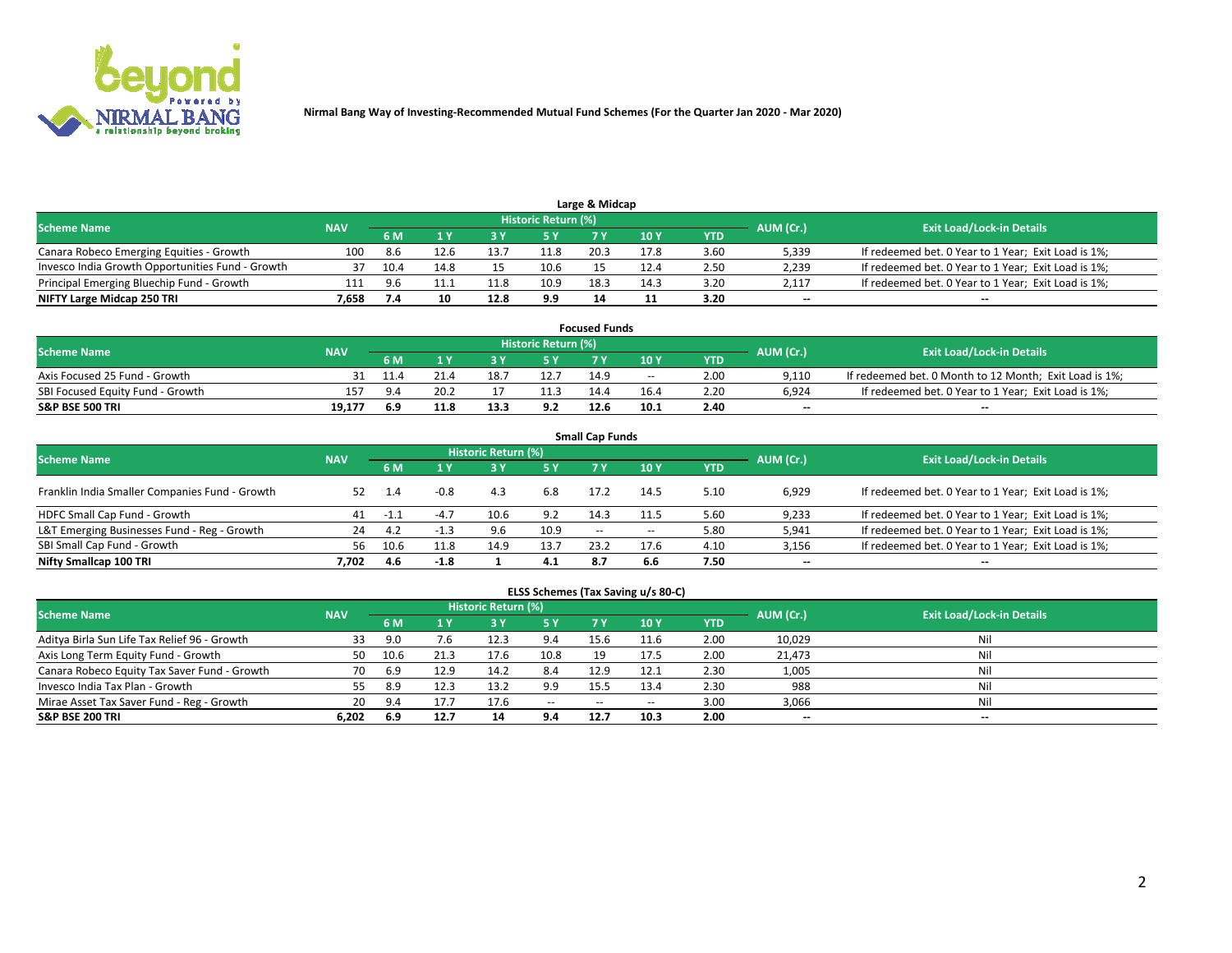Nirmal Bang Way of Investing-Recommended Mutual Fund Schemes (For the Quarter Jan 2020 - Mar 2020)

## Large & Midcap

| Scheme Name | NAV | Historic Return (%) | | | | | | | AUM (Cr.) | Exit Load/Lock-in Details |
|---|---|---|---|---|---|---|---|---|---|---|
| | | 6 M | 1 Y | 3 Y | 5 Y | 7 Y | 10 Y | YTD | | |
| Canara Robeco Emerging Equities - Growth | 100 | 8.6 | 12.6 | 13.7 | 11.8 | 20.3 | 17.8 | 3.60 | 5,339 | If redeemed bet. 0 Year to 1 Year; Exit Load is 1%; |
| Invesco India Growth Opportunities Fund - Growth | 37 | 10.4 | 14.8 | 15 | 10.6 | 15 | 12.4 | 2.50 | 2,239 | If redeemed bet. 0 Year to 1 Year; Exit Load is 1%; |
| Principal Emerging Bluechip Fund - Growth | 111 | 9.6 | 11.1 | 11.8 | 10.9 | 18.3 | 14.3 | 3.20 | 2,117 | If redeemed bet. 0 Year to 1 Year; Exit Load is 1%; |
| **NIFTY Large Midcap 250 TRI** | **7,658** | **7.4** | **10** | **12.8** | **9.9** | **14** | **11** | **3.20** | **--** | **--** |

## Focused Funds

| Scheme Name | NAV | Historic Return (%) | | | | | | | AUM (Cr.) | Exit Load/Lock-in Details |
|---|---|---|---|---|---|---|---|---|---|---|
| | | 6 M | 1 Y | 3 Y | 5 Y | 7 Y | 10 Y | YTD | | |
| Axis Focused 25 Fund - Growth | 31 | 11.4 | 21.4 | 18.7 | 12.7 | 14.9 | -- | 2.00 | 9,110 | If redeemed bet. 0 Month to 12 Month; Exit Load is 1%; |
| SBI Focused Equity Fund - Growth | 157 | 9.4 | 20.2 | 17 | 11.3 | 14.4 | 16.4 | 2.20 | 6,924 | If redeemed bet. 0 Year to 1 Year; Exit Load is 1%; |
| **S&P BSE 500 TRI** | **19,177** | **6.9** | **11.8** | **13.3** | **9.2** | **12.6** | **10.1** | **2.40** | **--** | **--** |

## Small Cap Funds

| Scheme Name | NAV | Historic Return (%) | | | | | | | AUM (Cr.) | Exit Load/Lock-in Details |
|---|---|---|---|---|---|---|---|---|---|---|
| | | 6 M | 1 Y | 3 Y | 5 Y | 7 Y | 10 Y | YTD | | |
| Franklin India Smaller Companies Fund - Growth | 52 | 1.4 | -0.8 | 4.3 | 6.8 | 17.2 | 14.5 | 5.10 | 6,929 | If redeemed bet. 0 Year to 1 Year; Exit Load is 1%; |
| HDFC Small Cap Fund - Growth | 41 | -1.1 | -4.7 | 10.6 | 9.2 | 14.3 | 11.5 | 5.60 | 9,233 | If redeemed bet. 0 Year to 1 Year; Exit Load is 1%; |
| L&T Emerging Businesses Fund - Reg - Growth | 24 | 4.2 | -1.3 | 9.6 | 10.9 | -- | -- | 5.80 | 5,941 | If redeemed bet. 0 Year to 1 Year; Exit Load is 1%; |
| SBI Small Cap Fund - Growth | 56 | 10.6 | 11.8 | 14.9 | 13.7 | 23.2 | 17.6 | 4.10 | 3,156 | If redeemed bet. 0 Year to 1 Year; Exit Load is 1%; |
| **Nifty Smallcap 100 TRI** | **7,702** | **4.6** | **-1.8** | **1** | **4.1** | **8.7** | **6.6** | **7.50** | **--** | **--** |

## ELSS Schemes (Tax Saving u/s 80-C)

| Scheme Name | NAV | Historic Return (%) | | | | | | | AUM (Cr.) | Exit Load/Lock-in Details |
|---|---|---|---|---|---|---|---|---|---|---|
| | | 6 M | 1 Y | 3 Y | 5 Y | 7 Y | 10 Y | YTD | | |
| Aditya Birla Sun Life Tax Relief 96 - Growth | 33 | 9.0 | 7.6 | 12.3 | 9.4 | 15.6 | 11.6 | 2.00 | 10,029 | Nil |
| Axis Long Term Equity Fund - Growth | 50 | 10.6 | 21.3 | 17.6 | 10.8 | 19 | 17.5 | 2.00 | 21,473 | Nil |
| Canara Robeco Equity Tax Saver Fund - Growth | 70 | 6.9 | 12.9 | 14.2 | 8.4 | 12.9 | 12.1 | 2.30 | 1,005 | Nil |
| Invesco India Tax Plan - Growth | 55 | 8.9 | 12.3 | 13.2 | 9.9 | 15.5 | 13.4 | 2.30 | 988 | Nil |
| Mirae Asset Tax Saver Fund - Reg - Growth | 20 | 9.4 | 17.7 | 17.6 | -- | -- | -- | 3.00 | 3,066 | Nil |
| **S&P BSE 200 TRI** | **6,202** | **6.9** | **12.7** | **14** | **9.4** | **12.7** | **10.3** | **2.00** | **--** | **--** |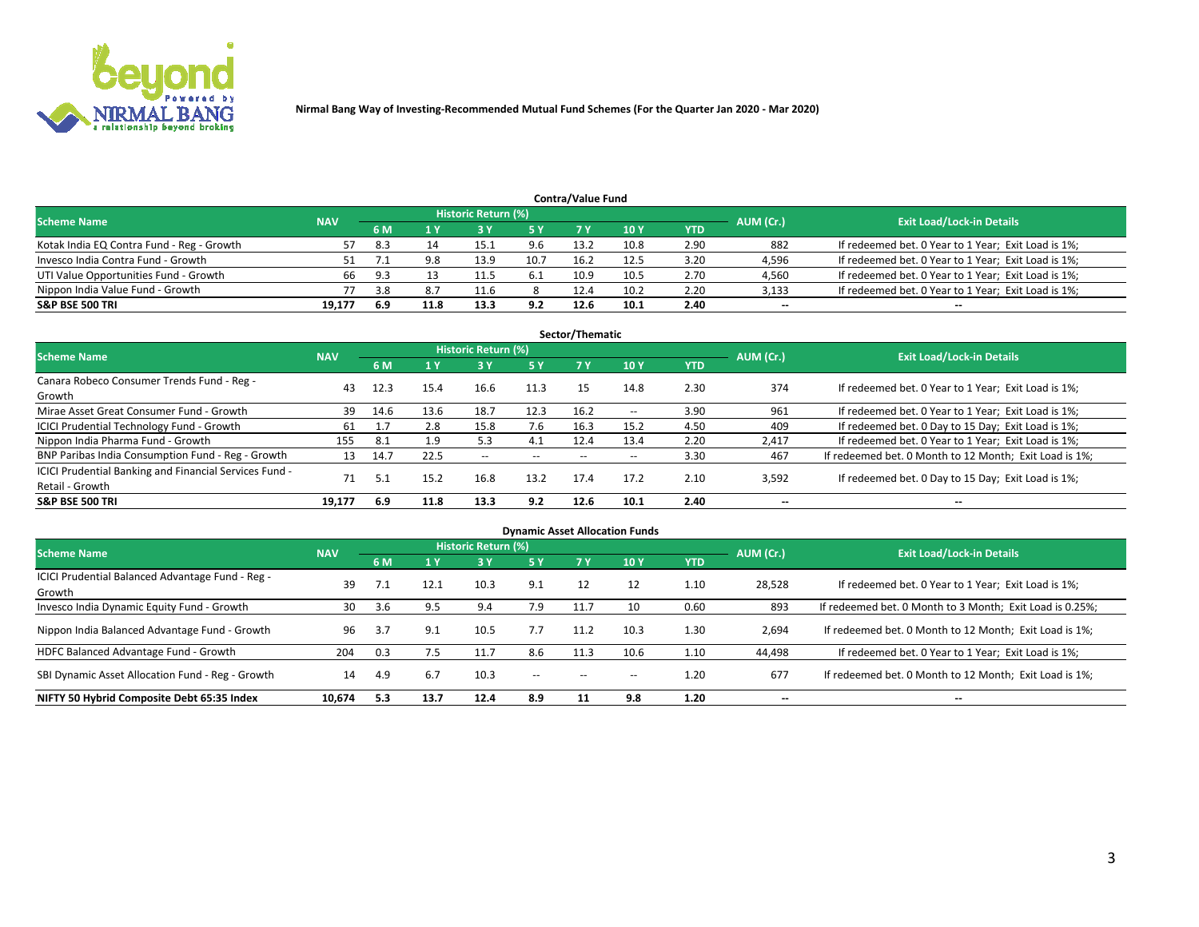Nirmal Bang Way of Investing-Recommended Mutual Fund Schemes (For the Quarter Jan 2020 - Mar 2020)

## Contra/Value Fund

| Scheme Name | NAV | Historic Return (%) | | | | | | | AUM (Cr.) | Exit Load/Lock-in Details |
|---|---|---|---|---|---|---|---|---|---|---|
| | | 6 M | 1 Y | 3 Y | 5 Y | 7 Y | 10 Y | YTD | | |
| Kotak India EQ Contra Fund - Reg - Growth | 57 | 8.3 | 14 | 15.1 | 9.6 | 13.2 | 10.8 | 2.90 | 882 | If redeemed bet. 0 Year to 1 Year; Exit Load is 1%; |
| Invesco India Contra Fund - Growth | 51 | 7.1 | 9.8 | 13.9 | 10.7 | 16.2 | 12.5 | 3.20 | 4,596 | If redeemed bet. 0 Year to 1 Year; Exit Load is 1%; |
| UTI Value Opportunities Fund - Growth | 66 | 9.3 | 13 | 11.5 | 6.1 | 10.9 | 10.5 | 2.70 | 4,560 | If redeemed bet. 0 Year to 1 Year; Exit Load is 1%; |
| Nippon India Value Fund - Growth | 77 | 3.8 | 8.7 | 11.6 | 8 | 12.4 | 10.2 | 2.20 | 3,133 | If redeemed bet. 0 Year to 1 Year; Exit Load is 1%; |
| **S&P BSE 500 TRI** | **19,177** | **6.9** | **11.8** | **13.3** | **9.2** | **12.6** | **10.1** | **2.40** | **--** | **--** |

## Sector/Thematic

| Scheme Name | NAV | Historic Return (%) | | | | | | | AUM (Cr.) | Exit Load/Lock-in Details |
|---|---|---|---|---|---|---|---|---|---|---|
| | | 6 M | 1 Y | 3 Y | 5 Y | 7 Y | 10 Y | YTD | | |
| Canara Robeco Consumer Trends Fund - Reg - Growth | 43 | 12.3 | 15.4 | 16.6 | 11.3 | 15 | 14.8 | 2.30 | 374 | If redeemed bet. 0 Year to 1 Year; Exit Load is 1%; |
| Mirae Asset Great Consumer Fund - Growth | 39 | 14.6 | 13.6 | 18.7 | 12.3 | 16.2 | -- | 3.90 | 961 | If redeemed bet. 0 Year to 1 Year; Exit Load is 1%; |
| ICICI Prudential Technology Fund - Growth | 61 | 1.7 | 2.8 | 15.8 | 7.6 | 16.3 | 15.2 | 4.50 | 409 | If redeemed bet. 0 Day to 15 Day; Exit Load is 1%; |
| Nippon India Pharma Fund - Growth | 155 | 8.1 | 1.9 | 5.3 | 4.1 | 12.4 | 13.4 | 2.20 | 2,417 | If redeemed bet. 0 Year to 1 Year; Exit Load is 1%; |
| BNP Paribas India Consumption Fund - Reg - Growth | 13 | 14.7 | 22.5 | -- | -- | -- | -- | 3.30 | 467 | If redeemed bet. 0 Month to 12 Month; Exit Load is 1%; |
| ICICI Prudential Banking and Financial Services Fund - Retail - Growth | 71 | 5.1 | 15.2 | 16.8 | 13.2 | 17.4 | 17.2 | 2.10 | 3,592 | If redeemed bet. 0 Day to 15 Day; Exit Load is 1%; |
| **S&P BSE 500 TRI** | **19,177** | **6.9** | **11.8** | **13.3** | **9.2** | **12.6** | **10.1** | **2.40** | **--** | **--** |

## Dynamic Asset Allocation Funds

| Scheme Name | NAV | Historic Return (%) | | | | | | | AUM (Cr.) | Exit Load/Lock-in Details |
|---|---|---|---|---|---|---|---|---|---|---|
| | | 6 M | 1 Y | 3 Y | 5 Y | 7 Y | 10 Y | YTD | | |
| ICICI Prudential Balanced Advantage Fund - Reg - Growth | 39 | 7.1 | 12.1 | 10.3 | 9.1 | 12 | 12 | 1.10 | 28,528 | If redeemed bet. 0 Year to 1 Year; Exit Load is 1%; |
| Invesco India Dynamic Equity Fund - Growth | 30 | 3.6 | 9.5 | 9.4 | 7.9 | 11.7 | 10 | 0.60 | 893 | If redeemed bet. 0 Month to 3 Month; Exit Load is 0.25%; |
| Nippon India Balanced Advantage Fund - Growth | 96 | 3.7 | 9.1 | 10.5 | 7.7 | 11.2 | 10.3 | 1.30 | 2,694 | If redeemed bet. 0 Month to 12 Month; Exit Load is 1%; |
| HDFC Balanced Advantage Fund - Growth | 204 | 0.3 | 7.5 | 11.7 | 8.6 | 11.3 | 10.6 | 1.10 | 44,498 | If redeemed bet. 0 Year to 1 Year; Exit Load is 1%; |
| SBI Dynamic Asset Allocation Fund - Reg - Growth | 14 | 4.9 | 6.7 | 10.3 | -- | -- | -- | 1.20 | 677 | If redeemed bet. 0 Month to 12 Month; Exit Load is 1%; |
| **NIFTY 50 Hybrid Composite Debt 65:35 Index** | **10,674** | **5.3** | **13.7** | **12.4** | **8.9** | **11** | **9.8** | **1.20** | **--** | **--** |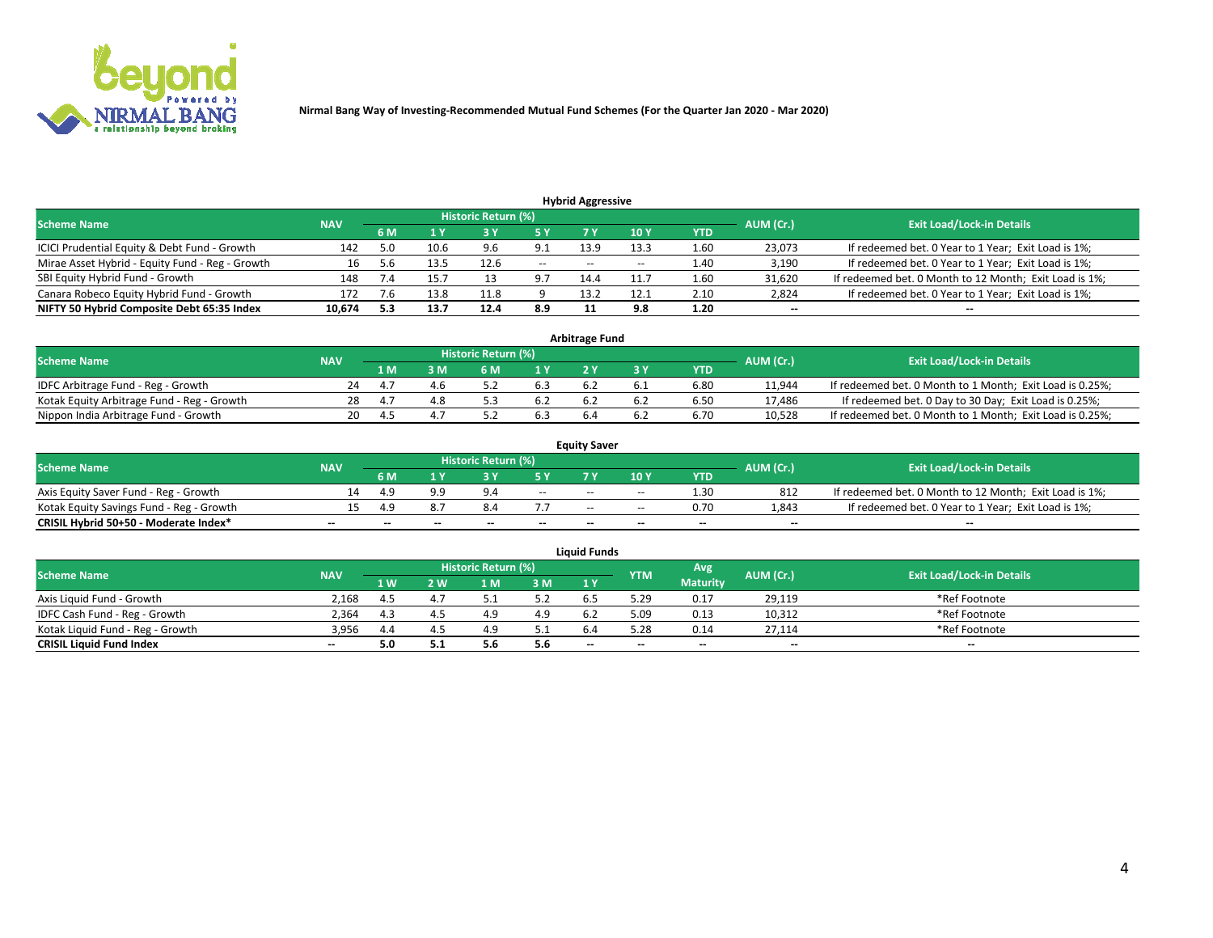Nirmal Bang Way of Investing-Recommended Mutual Fund Schemes (For the Quarter Jan 2020 - Mar 2020)

## Hybrid Aggressive

| Scheme Name | NAV | Historic Return (%) | | | | | | | AUM (Cr.) | Exit Load/Lock-in Details |
|---|---|---|---|---|---|---|---|---|---|---|
| | | 6 M | 1 Y | 3 Y | 5 Y | 7 Y | 10 Y | YTD | | |
| ICICI Prudential Equity & Debt Fund - Growth | 142 | 5.0 | 10.6 | 9.6 | 9.1 | 13.9 | 13.3 | 1.60 | 23,073 | If redeemed bet. 0 Year to 1 Year; Exit Load is 1%; |
| Mirae Asset Hybrid - Equity Fund - Reg - Growth | 16 | 5.6 | 13.5 | 12.6 | -- | -- | -- | 1.40 | 3,190 | If redeemed bet. 0 Year to 1 Year; Exit Load is 1%; |
| SBI Equity Hybrid Fund - Growth | 148 | 7.4 | 15.7 | 13 | 9.7 | 14.4 | 11.7 | 1.60 | 31,620 | If redeemed bet. 0 Month to 12 Month; Exit Load is 1%; |
| Canara Robeco Equity Hybrid Fund - Growth | 172 | 7.6 | 13.8 | 11.8 | 9 | 13.2 | 12.1 | 2.10 | 2,824 | If redeemed bet. 0 Year to 1 Year; Exit Load is 1%; |
| **NIFTY 50 Hybrid Composite Debt 65:35 Index** | **10,674** | **5.3** | **13.7** | **12.4** | **8.9** | **11** | **9.8** | **1.20** | **--** | **--** |

## Arbitrage Fund

| Scheme Name | NAV | Historic Return (%) | | | | | | | AUM (Cr.) | Exit Load/Lock-in Details |
|---|---|---|---|---|---|---|---|---|---|---|
| | | 1 M | 3 M | 6 M | 1 Y | 2 Y | 3 Y | YTD | | |
| IDFC Arbitrage Fund - Reg - Growth | 24 | 4.7 | 4.6 | 5.2 | 6.3 | 6.2 | 6.1 | 6.80 | 11,944 | If redeemed bet. 0 Month to 1 Month; Exit Load is 0.25%; |
| Kotak Equity Arbitrage Fund - Reg - Growth | 28 | 4.7 | 4.8 | 5.3 | 6.2 | 6.2 | 6.2 | 6.50 | 17,486 | If redeemed bet. 0 Day to 30 Day; Exit Load is 0.25%; |
| Nippon India Arbitrage Fund - Growth | 20 | 4.5 | 4.7 | 5.2 | 6.3 | 6.4 | 6.2 | 6.70 | 10,528 | If redeemed bet. 0 Month to 1 Month; Exit Load is 0.25%; |

## Equity Saver

| Scheme Name | NAV | Historic Return (%) | | | | | | | AUM (Cr.) | Exit Load/Lock-in Details |
|---|---|---|---|---|---|---|---|---|---|---|
| | | 6 M | 1 Y | 3 Y | 5 Y | 7 Y | 10 Y | YTD | | |
| Axis Equity Saver Fund - Reg - Growth | 14 | 4.9 | 9.9 | 9.4 | -- | -- | -- | 1.30 | 812 | If redeemed bet. 0 Month to 12 Month; Exit Load is 1%; |
| Kotak Equity Savings Fund - Reg - Growth | 15 | 4.9 | 8.7 | 8.4 | 7.7 | -- | -- | 0.70 | 1,843 | If redeemed bet. 0 Year to 1 Year; Exit Load is 1%; |
| **CRISIL Hybrid 50+50 - Moderate Index*** | **--** | **--** | **--** | **--** | **--** | **--** | **--** | **--** | **--** | **--** |

## Liquid Funds

| Scheme Name | NAV | Historic Return (%) | | | | | YTM | Avg Maturity | AUM (Cr.) | Exit Load/Lock-in Details |
|---|---|---|---|---|---|---|---|---|---|---|
| | | 1 W | 2 W | 1 M | 3 M | 1 Y | | | | |
| Axis Liquid Fund - Growth | 2,168 | 4.5 | 4.7 | 5.1 | 5.2 | 6.5 | 5.29 | 0.17 | 29,119 | *Ref Footnote |
| IDFC Cash Fund - Reg - Growth | 2,364 | 4.3 | 4.5 | 4.9 | 4.9 | 6.2 | 5.09 | 0.13 | 10,312 | *Ref Footnote |
| Kotak Liquid Fund - Reg - Growth | 3,956 | 4.4 | 4.5 | 4.9 | 5.1 | 6.4 | 5.28 | 0.14 | 27,114 | *Ref Footnote |
| **CRISIL Liquid Fund Index** | **--** | **5.0** | **5.1** | **5.6** | **5.6** | **--** | **--** | **--** | **--** | **--** |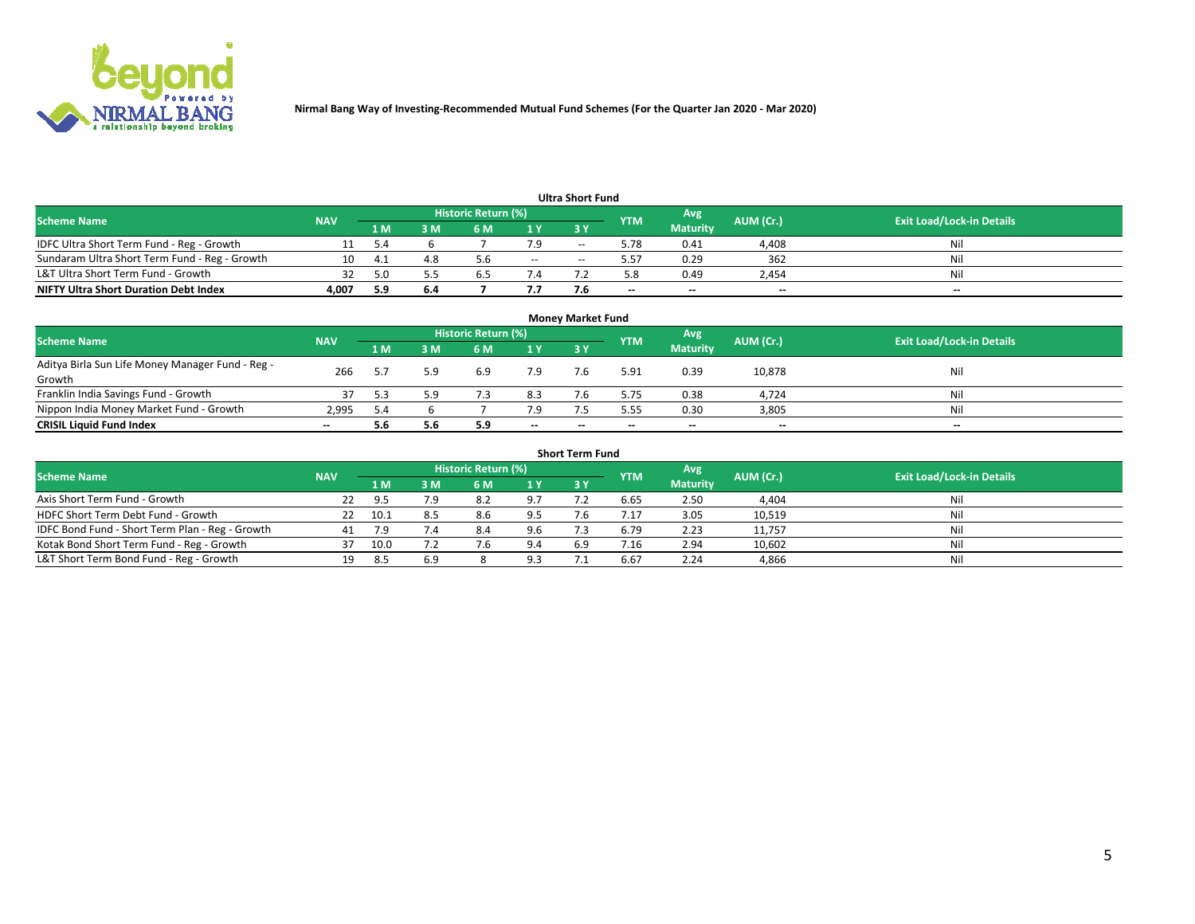**Nirmal Bang Way of Investing-Recommended Mutual Fund Schemes (For the Quarter Jan 2020 - Mar 2020)**

### Ultra Short Fund

| Scheme Name | NAV | Historic Return (%) | | | | | YTM | Avg Maturity | AUM (Cr.) | Exit Load/Lock-in Details |
|---|---|---|---|---|---|---|---|---|---|---|
| | | 1 M | 3 M | 6 M | 1 Y | 3 Y | | | | |
| IDFC Ultra Short Term Fund - Reg - Growth | 11 | 5.4 | 6 | 7 | 7.9 | -- | 5.78 | 0.41 | 4,408 | Nil |
| Sundaram Ultra Short Term Fund - Reg - Growth | 10 | 4.1 | 4.8 | 5.6 | -- | -- | 5.57 | 0.29 | 362 | Nil |
| L&T Ultra Short Term Fund - Growth | 32 | 5.0 | 5.5 | 6.5 | 7.4 | 7.2 | 5.8 | 0.49 | 2,454 | Nil |
| **NIFTY Ultra Short Duration Debt Index** | **4,007** | **5.9** | **6.4** | **7** | **7.7** | **7.6** | **--** | **--** | **--** | **--** |

### Money Market Fund

| Scheme Name | NAV | Historic Return (%) | | | | | YTM | Avg Maturity | AUM (Cr.) | Exit Load/Lock-in Details |
|---|---|---|---|---|---|---|---|---|---|---|
| | | 1 M | 3 M | 6 M | 1 Y | 3 Y | | | | |
| Aditya Birla Sun Life Money Manager Fund - Reg - Growth | 266 | 5.7 | 5.9 | 6.9 | 7.9 | 7.6 | 5.91 | 0.39 | 10,878 | Nil |
| Franklin India Savings Fund - Growth | 37 | 5.3 | 5.9 | 7.3 | 8.3 | 7.6 | 5.75 | 0.38 | 4,724 | Nil |
| Nippon India Money Market Fund - Growth | 2,995 | 5.4 | 6 | 7 | 7.9 | 7.5 | 5.55 | 0.30 | 3,805 | Nil |
| **CRISIL Liquid Fund Index** | **--** | **5.6** | **5.6** | **5.9** | **--** | **--** | **--** | **--** | **--** | **--** |

### Short Term Fund

| Scheme Name | NAV | Historic Return (%) | | | | | YTM | Avg Maturity | AUM (Cr.) | Exit Load/Lock-in Details |
|---|---|---|---|---|---|---|---|---|---|---|
| | | 1 M | 3 M | 6 M | 1 Y | 3 Y | | | | |
| Axis Short Term Fund - Growth | 22 | 9.5 | 7.9 | 8.2 | 9.7 | 7.2 | 6.65 | 2.50 | 4,404 | Nil |
| HDFC Short Term Debt Fund - Growth | 22 | 10.1 | 8.5 | 8.6 | 9.5 | 7.6 | 7.17 | 3.05 | 10,519 | Nil |
| IDFC Bond Fund - Short Term Plan - Reg - Growth | 41 | 7.9 | 7.4 | 8.4 | 9.6 | 7.3 | 6.79 | 2.23 | 11,757 | Nil |
| Kotak Bond Short Term Fund - Reg - Growth | 37 | 10.0 | 7.2 | 7.6 | 9.4 | 6.9 | 7.16 | 2.94 | 10,602 | Nil |
| L&T Short Term Bond Fund - Reg - Growth | 19 | 8.5 | 6.9 | 8 | 9.3 | 7.1 | 6.67 | 2.24 | 4,866 | Nil |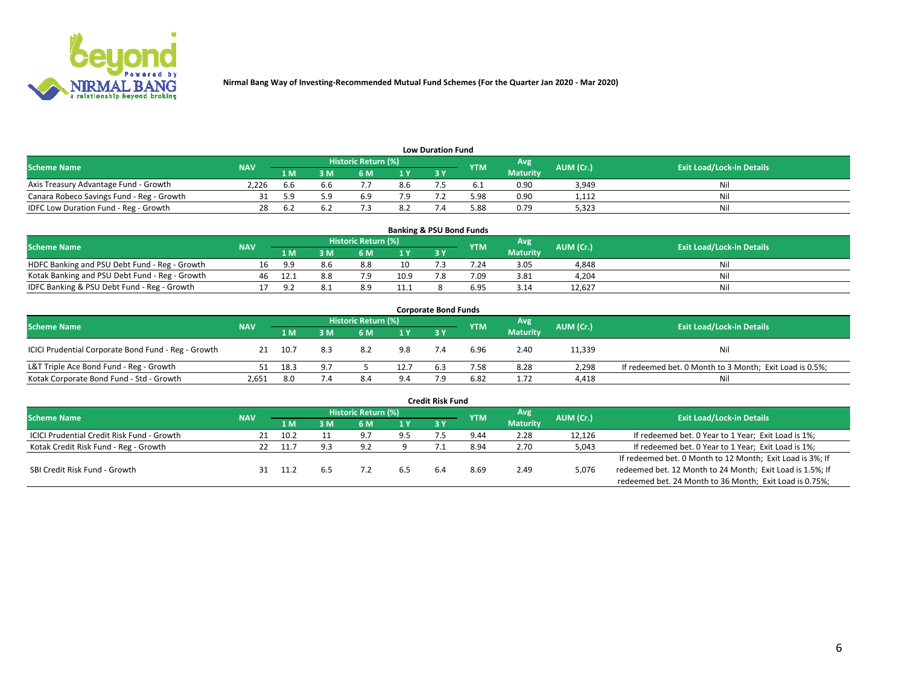Nirmal Bang Way of Investing-Recommended Mutual Fund Schemes (For the Quarter Jan 2020 - Mar 2020)

### Low Duration Fund

| Scheme Name | NAV | Historic Return (%) | | | | | YTM | Avg Maturity | AUM (Cr.) | Exit Load/Lock-in Details |
|---|---|---|---|---|---|---|---|---|---|---|
| | | 1 M | 3 M | 6 M | 1 Y | 3 Y | | | | |
| Axis Treasury Advantage Fund - Growth | 2,226 | 6.6 | 6.6 | 7.7 | 8.6 | 7.5 | 6.1 | 0.90 | 3,949 | Nil |
| Canara Robeco Savings Fund - Reg - Growth | 31 | 5.9 | 5.9 | 6.9 | 7.9 | 7.2 | 5.98 | 0.90 | 1,112 | Nil |
| IDFC Low Duration Fund - Reg - Growth | 28 | 6.2 | 6.2 | 7.3 | 8.2 | 7.4 | 5.88 | 0.79 | 5,323 | Nil |

### Banking & PSU Bond Funds

| Scheme Name | NAV | Historic Return (%) | | | | | YTM | Avg Maturity | AUM (Cr.) | Exit Load/Lock-in Details |
|---|---|---|---|---|---|---|---|---|---|---|
| | | 1 M | 3 M | 6 M | 1 Y | 3 Y | | | | |
| HDFC Banking and PSU Debt Fund - Reg - Growth | 16 | 9.9 | 8.6 | 8.8 | 10 | 7.3 | 7.24 | 3.05 | 4,848 | Nil |
| Kotak Banking and PSU Debt Fund - Reg - Growth | 46 | 12.1 | 8.8 | 7.9 | 10.9 | 7.8 | 7.09 | 3.81 | 4,204 | Nil |
| IDFC Banking & PSU Debt Fund - Reg - Growth | 17 | 9.2 | 8.1 | 8.9 | 11.1 | 8 | 6.95 | 3.14 | 12,627 | Nil |

### Corporate Bond Funds

| Scheme Name | NAV | Historic Return (%) | | | | | YTM | Avg Maturity | AUM (Cr.) | Exit Load/Lock-in Details |
|---|---|---|---|---|---|---|---|---|---|---|
| | | 1 M | 3 M | 6 M | 1 Y | 3 Y | | | | |
| ICICI Prudential Corporate Bond Fund - Reg - Growth | 21 | 10.7 | 8.3 | 8.2 | 9.8 | 7.4 | 6.96 | 2.40 | 11,339 | Nil |
| L&T Triple Ace Bond Fund - Reg - Growth | 51 | 18.3 | 9.7 | 5 | 12.7 | 6.3 | 7.58 | 8.28 | 2,298 | If redeemed bet. 0 Month to 3 Month; Exit Load is 0.5%; |
| Kotak Corporate Bond Fund - Std - Growth | 2,651 | 8.0 | 7.4 | 8.4 | 9.4 | 7.9 | 6.82 | 1.72 | 4,418 | Nil |

### Credit Risk Fund

| Scheme Name | NAV | Historic Return (%) | | | | | YTM | Avg Maturity | AUM (Cr.) | Exit Load/Lock-in Details |
|---|---|---|---|---|---|---|---|---|---|---|
| | | 1 M | 3 M | 6 M | 1 Y | 3 Y | | | | |
| ICICI Prudential Credit Risk Fund - Growth | 21 | 10.2 | 11 | 9.7 | 9.5 | 7.5 | 9.44 | 2.28 | 12,126 | If redeemed bet. 0 Year to 1 Year; Exit Load is 1%; |
| Kotak Credit Risk Fund - Reg - Growth | 22 | 11.7 | 9.3 | 9.2 | 9 | 7.1 | 8.94 | 2.70 | 5,043 | If redeemed bet. 0 Year to 1 Year; Exit Load is 1%; |
| SBI Credit Risk Fund - Growth | 31 | 11.2 | 6.5 | 7.2 | 6.5 | 6.4 | 8.69 | 2.49 | 5,076 | If redeemed bet. 0 Month to 12 Month; Exit Load is 3%; If redeemed bet. 12 Month to 24 Month; Exit Load is 1.5%; If redeemed bet. 24 Month to 36 Month; Exit Load is 0.75%; |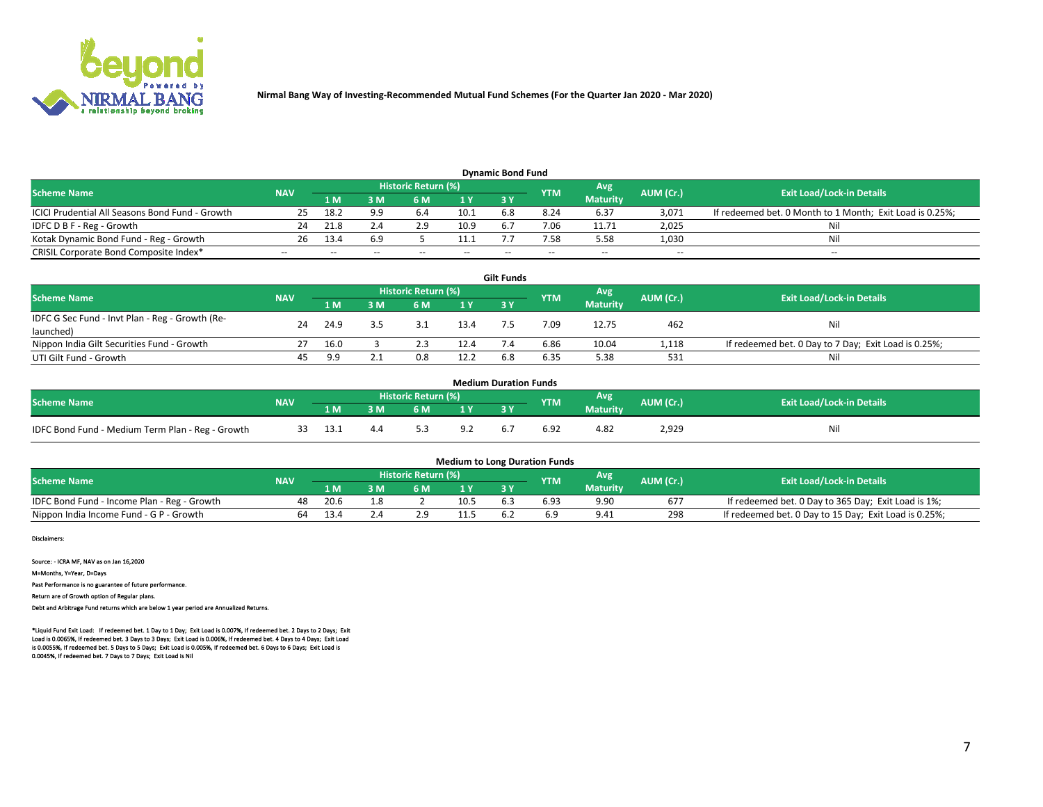Nirmal Bang Way of Investing-Recommended Mutual Fund Schemes (For the Quarter Jan 2020 - Mar 2020)

### Dynamic Bond Fund

| Scheme Name | NAV | Historic Return (%) | | | | | YTM | Avg Maturity | AUM (Cr.) | Exit Load/Lock-in Details |
|---|---|---|---|---|---|---|---|---|---|---|
| | | 1 M | 3 M | 6 M | 1 Y | 3 Y | | | | |
| ICICI Prudential All Seasons Bond Fund - Growth | 25 | 18.2 | 9.9 | 6.4 | 10.1 | 6.8 | 8.24 | 6.37 | 3,071 | If redeemed bet. 0 Month to 1 Month; Exit Load is 0.25%; |
| IDFC D B F - Reg - Growth | 24 | 21.8 | 2.4 | 2.9 | 10.9 | 6.7 | 7.06 | 11.71 | 2,025 | Nil |
| Kotak Dynamic Bond Fund - Reg - Growth | 26 | 13.4 | 6.9 | 5 | 11.1 | 7.7 | 7.58 | 5.58 | 1,030 | Nil |
| CRISIL Corporate Bond Composite Index* | -- | -- | -- | -- | -- | -- | -- | -- | -- | -- |

### Gilt Funds

| Scheme Name | NAV | Historic Return (%) | | | | | YTM | Avg Maturity | AUM (Cr.) | Exit Load/Lock-in Details |
|---|---|---|---|---|---|---|---|---|---|---|
| | | 1 M | 3 M | 6 M | 1 Y | 3 Y | | | | |
| IDFC G Sec Fund - Invt Plan - Reg - Growth (Re-launched) | 24 | 24.9 | 3.5 | 3.1 | 13.4 | 7.5 | 7.09 | 12.75 | 462 | Nil |
| Nippon India Gilt Securities Fund - Growth | 27 | 16.0 | 3 | 2.3 | 12.4 | 7.4 | 6.86 | 10.04 | 1,118 | If redeemed bet. 0 Day to 7 Day; Exit Load is 0.25%; |
| UTI Gilt Fund - Growth | 45 | 9.9 | 2.1 | 0.8 | 12.2 | 6.8 | 6.35 | 5.38 | 531 | Nil |

### Medium Duration Funds

| Scheme Name | NAV | Historic Return (%) | | | | | YTM | Avg Maturity | AUM (Cr.) | Exit Load/Lock-in Details |
|---|---|---|---|---|---|---|---|---|---|---|
| | | 1 M | 3 M | 6 M | 1 Y | 3 Y | | | | |
| IDFC Bond Fund - Medium Term Plan - Reg - Growth | 33 | 13.1 | 4.4 | 5.3 | 9.2 | 6.7 | 6.92 | 4.82 | 2,929 | Nil |

### Medium to Long Duration Funds

| Scheme Name | NAV | Historic Return (%) | | | | | YTM | Avg Maturity | AUM (Cr.) | Exit Load/Lock-in Details |
|---|---|---|---|---|---|---|---|---|---|---|
| | | 1 M | 3 M | 6 M | 1 Y | 3 Y | | | | |
| IDFC Bond Fund - Income Plan - Reg - Growth | 48 | 20.6 | 1.8 | 2 | 10.5 | 6.3 | 6.93 | 9.90 | 677 | If redeemed bet. 0 Day to 365 Day; Exit Load is 1%; |
| Nippon India Income Fund - G P - Growth | 64 | 13.4 | 2.4 | 2.9 | 11.5 | 6.2 | 6.9 | 9.41 | 298 | If redeemed bet. 0 Day to 15 Day; Exit Load is 0.25%; |

Disclaimers:

Source: - ICRA MF, NAV as on Jan 16,2020

M=Months, Y=Year, D=Days

Past Performance is no guarantee of future performance.

Return are of Growth option of Regular plans.

Debt and Arbitrage Fund returns which are below 1 year period are Annualized Returns.

*Liquid Fund Exit Load: If redeemed bet. 1 Day to 1 Day; Exit Load is 0.007%, If redeemed bet. 2 Days to 2 Days; Exit Load is 0.0065%, If redeemed bet. 3 Days to 3 Days; Exit Load is 0.006%, If redeemed bet. 4 Days to 4 Days; Exit Load is 0.0055%, If redeemed bet. 5 Days to 5 Days; Exit Load is 0.005%, If redeemed bet. 6 Days to 6 Days; Exit Load is 0.0045%, If redeemed bet. 7 Days to 7 Days; Exit Load is Nil